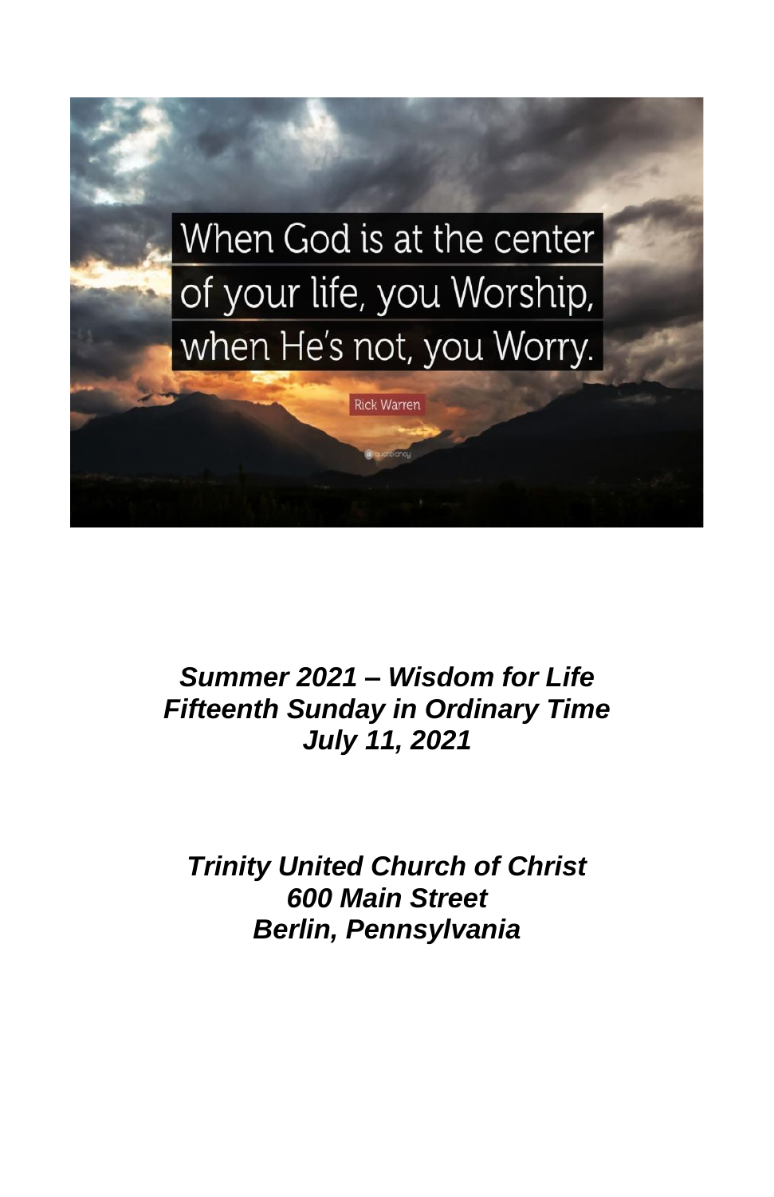When God is at the center of your life, you Worship, when He's not, you Worry.

Rick Warren

***Summer 2021 – Wisdom for Life***
***Fifteenth Sunday in Ordinary Time***
***July 11, 2021***

***Trinity United Church of Christ***
***600 Main Street***
***Berlin, Pennsylvania***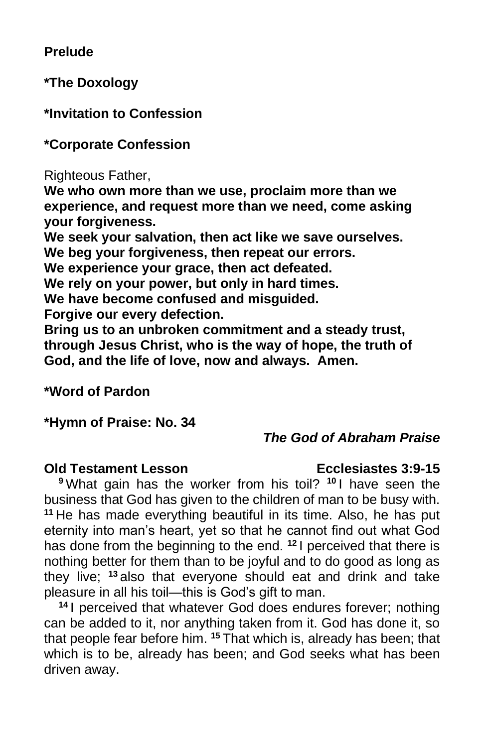**Prelude**

**\*The Doxology**

**\*Invitation to Confession**

**\*Corporate Confession**

Righteous Father,
**We who own more than we use, proclaim more than we experience, and request more than we need, come asking your forgiveness.**
**We seek your salvation, then act like we save ourselves.**
**We beg your forgiveness, then repeat our errors.**
**We experience your grace, then act defeated.**
**We rely on your power, but only in hard times.**
**We have become confused and misguided.**
**Forgive our every defection.**
**Bring us to an unbroken commitment and a steady trust, through Jesus Christ, who is the way of hope, the truth of God, and the life of love, now and always. Amen.**

**\*Word of Pardon**

**\*Hymn of Praise: No. 34**

***The God of Abraham Praise***

**Old Testament Lesson Ecclesiastes 3:9-15**

**9** What gain has the worker from his toil? **10** I have seen the business that God has given to the children of man to be busy with. **11** He has made everything beautiful in its time. Also, he has put eternity into man's heart, yet so that he cannot find out what God has done from the beginning to the end. **12** I perceived that there is nothing better for them than to be joyful and to do good as long as they live; **13** also that everyone should eat and drink and take pleasure in all his toil—this is God's gift to man.

**14** I perceived that whatever God does endures forever; nothing can be added to it, nor anything taken from it. God has done it, so that people fear before him. **15** That which is, already has been; that which is to be, already has been; and God seeks what has been driven away.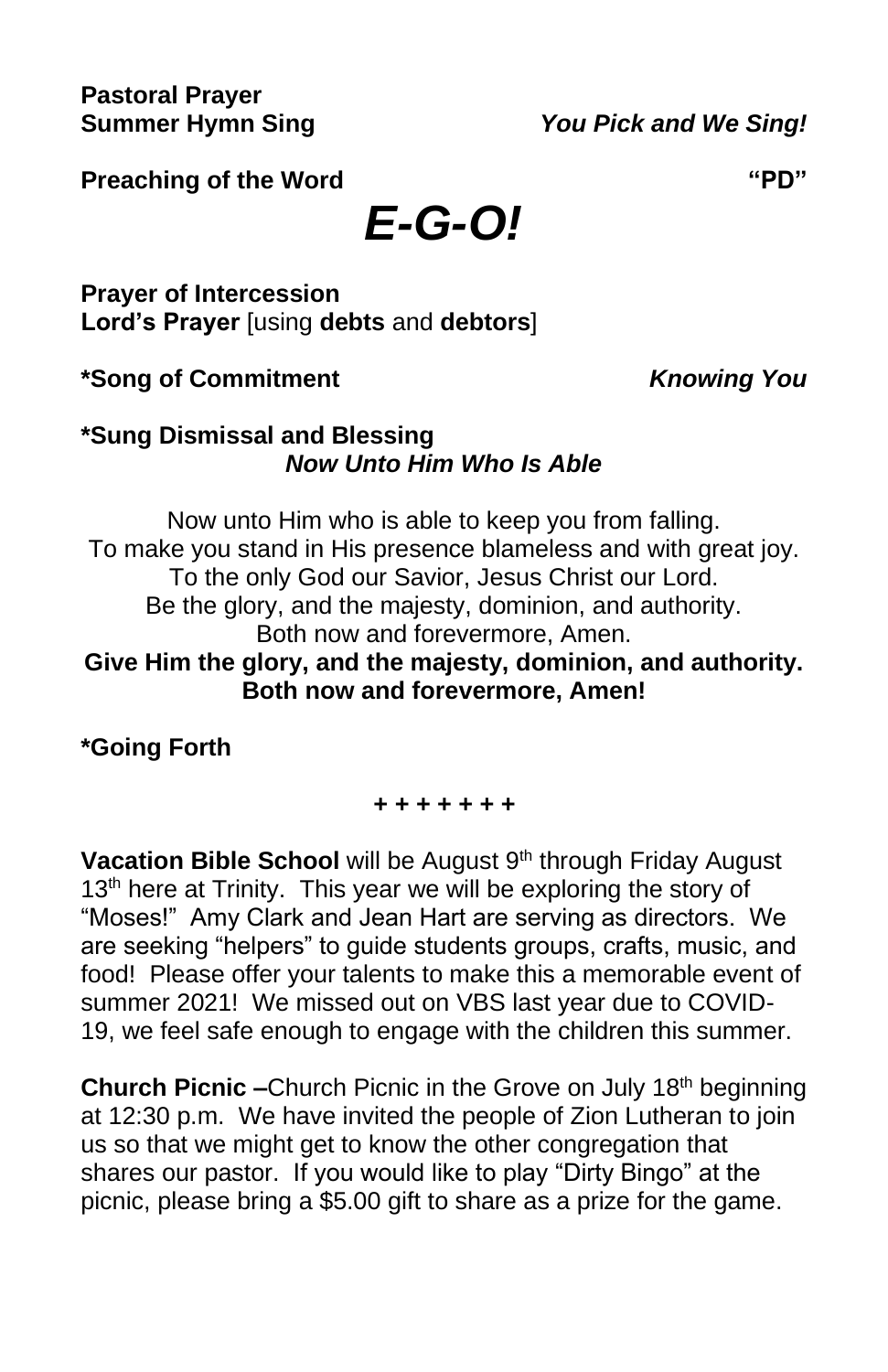**Pastoral Prayer**
**Summer Hymn Sing** *You Pick and We Sing!*

**Preaching of the Word** **"PD"**

# *E-G-O!*

**Prayer of Intercession**
**Lord's Prayer** [using **debts** and **debtors**]

**\*Song of Commitment** ***Knowing You***

**\*Sung Dismissal and Blessing**
***Now Unto Him Who Is Able***

Now unto Him who is able to keep you from falling.
To make you stand in His presence blameless and with great joy.
To the only God our Savior, Jesus Christ our Lord.
Be the glory, and the majesty, dominion, and authority.
Both now and forevermore, Amen.
**Give Him the glory, and the majesty, dominion, and authority.**
**Both now and forevermore, Amen!**

**\*Going Forth**

**+ + + + + + +**

**Vacation Bible School** will be August 9th through Friday August 13th here at Trinity. This year we will be exploring the story of "Moses!" Amy Clark and Jean Hart are serving as directors. We are seeking "helpers" to guide students groups, crafts, music, and food! Please offer your talents to make this a memorable event of summer 2021! We missed out on VBS last year due to COVID-19, we feel safe enough to engage with the children this summer.

**Church Picnic –**Church Picnic in the Grove on July 18th beginning at 12:30 p.m. We have invited the people of Zion Lutheran to join us so that we might get to know the other congregation that shares our pastor. If you would like to play "Dirty Bingo" at the picnic, please bring a $5.00 gift to share as a prize for the game.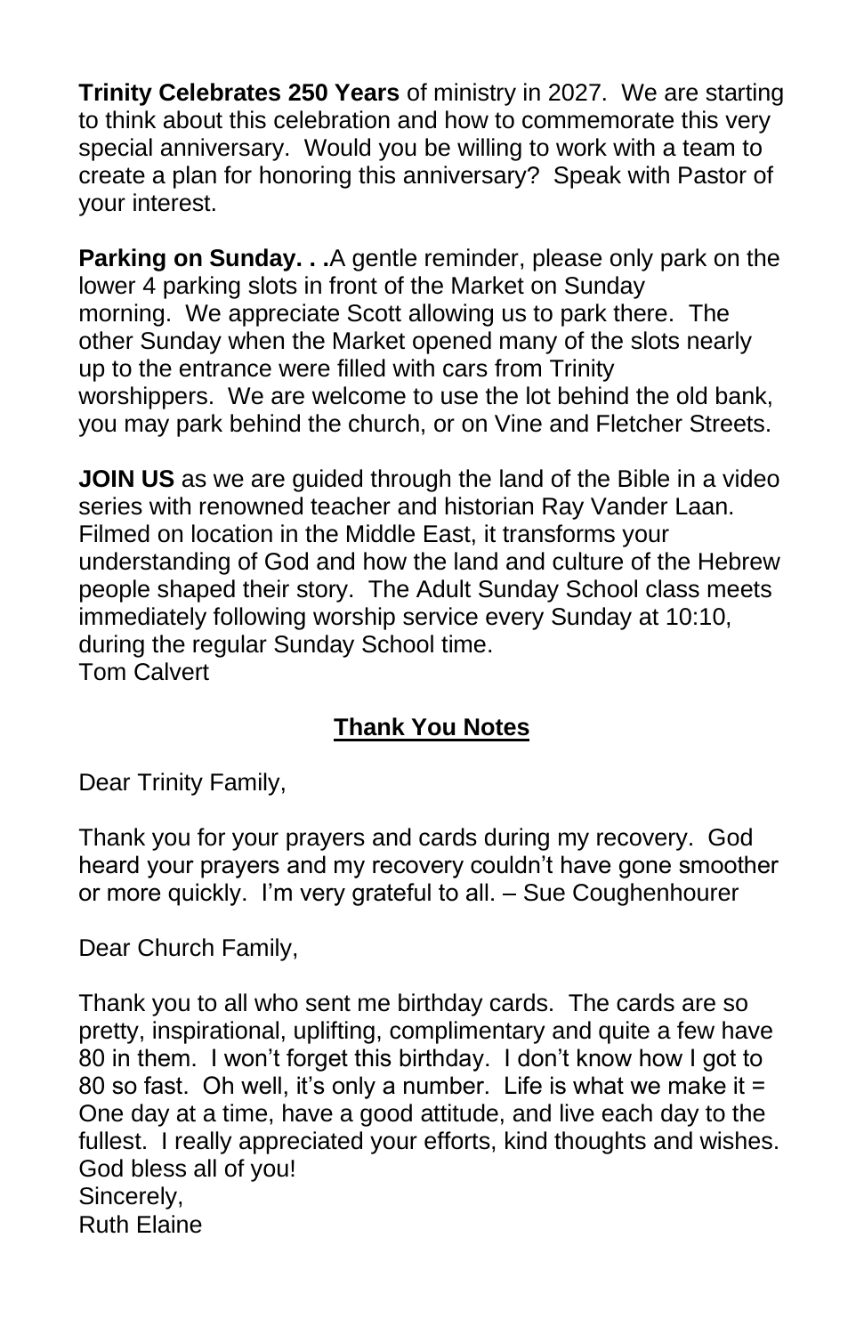**Trinity Celebrates 250 Years** of ministry in 2027. We are starting to think about this celebration and how to commemorate this very special anniversary. Would you be willing to work with a team to create a plan for honoring this anniversary? Speak with Pastor of your interest.

**Parking on Sunday. . .**A gentle reminder, please only park on the lower 4 parking slots in front of the Market on Sunday morning. We appreciate Scott allowing us to park there. The other Sunday when the Market opened many of the slots nearly up to the entrance were filled with cars from Trinity worshippers. We are welcome to use the lot behind the old bank, you may park behind the church, or on Vine and Fletcher Streets.

**JOIN US** as we are guided through the land of the Bible in a video series with renowned teacher and historian Ray Vander Laan. Filmed on location in the Middle East, it transforms your understanding of God and how the land and culture of the Hebrew people shaped their story. The Adult Sunday School class meets immediately following worship service every Sunday at 10:10, during the regular Sunday School time.
Tom Calvert

## Thank You Notes

Dear Trinity Family,

Thank you for your prayers and cards during my recovery. God heard your prayers and my recovery couldn't have gone smoother or more quickly. I'm very grateful to all. – Sue Coughenhourer

Dear Church Family,

Thank you to all who sent me birthday cards. The cards are so pretty, inspirational, uplifting, complimentary and quite a few have 80 in them. I won't forget this birthday. I don't know how I got to 80 so fast. Oh well, it's only a number. Life is what we make it = One day at a time, have a good attitude, and live each day to the fullest. I really appreciated your efforts, kind thoughts and wishes. God bless all of you!
Sincerely,
Ruth Elaine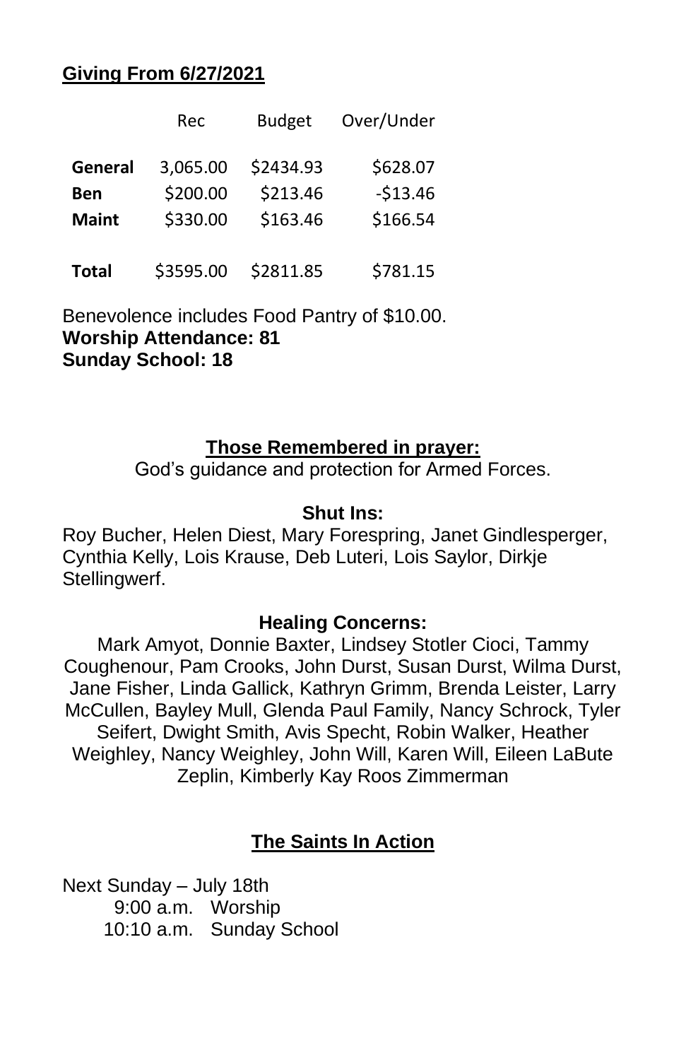**Giving From 6/27/2021**

| | Rec | Budget | Over/Under |
|---|---|---|---|
| **General** | 3,065.00 | $2434.93 | $628.07 |
| **Ben** | $200.00 | $213.46 | -$13.46 |
| **Maint** | $330.00 | $163.46 | $166.54 |
| **Total** | $3595.00 | $2811.85 | $781.15 |

Benevolence includes Food Pantry of $10.00.
**Worship Attendance: 81**
**Sunday School: 18**

## Those Remembered in prayer:

God's guidance and protection for Armed Forces.

### Shut Ins:

Roy Bucher, Helen Diest, Mary Forespring, Janet Gindlesperger, Cynthia Kelly, Lois Krause, Deb Luteri, Lois Saylor, Dirkje Stellingwerf.

### Healing Concerns:

Mark Amyot, Donnie Baxter, Lindsey Stotler Cioci, Tammy Coughenour, Pam Crooks, John Durst, Susan Durst, Wilma Durst, Jane Fisher, Linda Gallick, Kathryn Grimm, Brenda Leister, Larry McCullen, Bayley Mull, Glenda Paul Family, Nancy Schrock, Tyler Seifert, Dwight Smith, Avis Specht, Robin Walker, Heather Weighley, Nancy Weighley, John Will, Karen Will, Eileen LaBute Zeplin, Kimberly Kay Roos Zimmerman

## The Saints In Action

Next Sunday – July 18th
9:00 a.m. Worship
10:10 a.m. Sunday School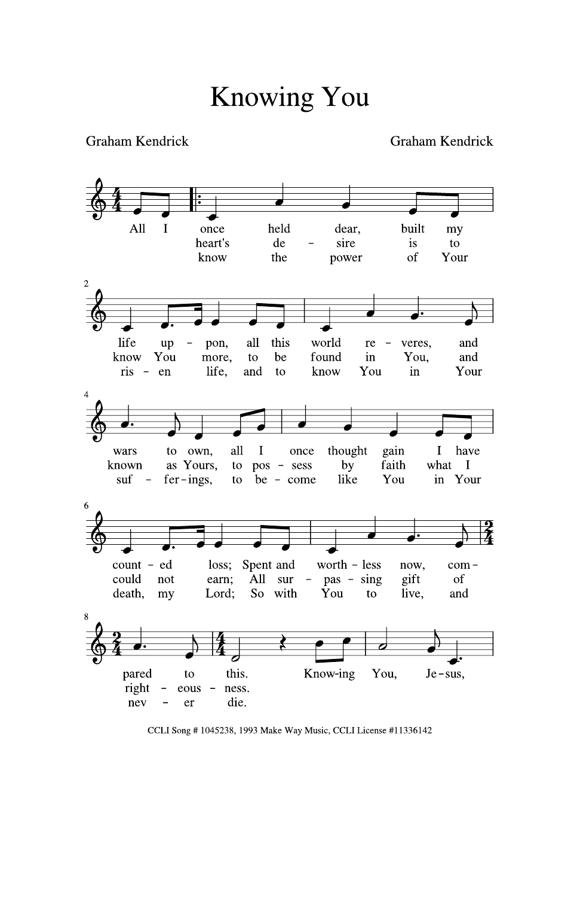# Knowing You

Graham Kendrick

Graham Kendrick

All I once held dear, built my life upon, all this world reveres, and wars to own, all I once thought gain I have counted loss; Spent and worthless now, compared to this. Knowing You, Jesus,

heart's desire is to know You more, to be found in You, and known as Yours, to possess by faith what I could not earn; All surpassing gift of righteousness.

know the power of Your risen life, and to know You in Your sufferings, to become like You in Your death, my Lord; So with You to live, and never die.

CCLI Song # 1045238, 1993 Make Way Music, CCLI License #11336142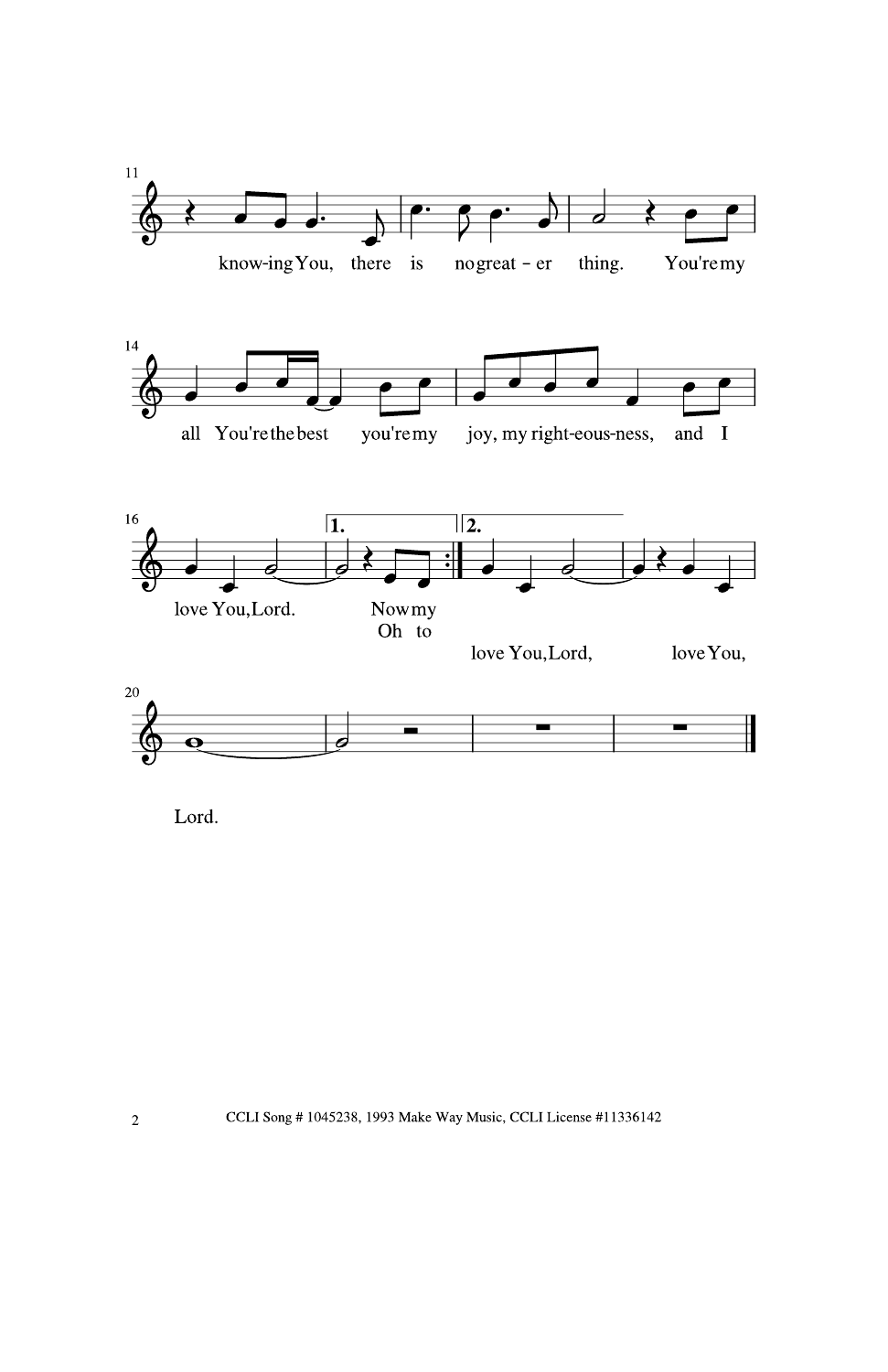know-ing You, there is no great - er thing. You're my

all You're the best you're my joy, my right-eous-ness, and I

love You, Lord. Now my

Oh to

love You, Lord, love You,

Lord.

CCLI Song # 1045238, 1993 Make Way Music, CCLI License #11336142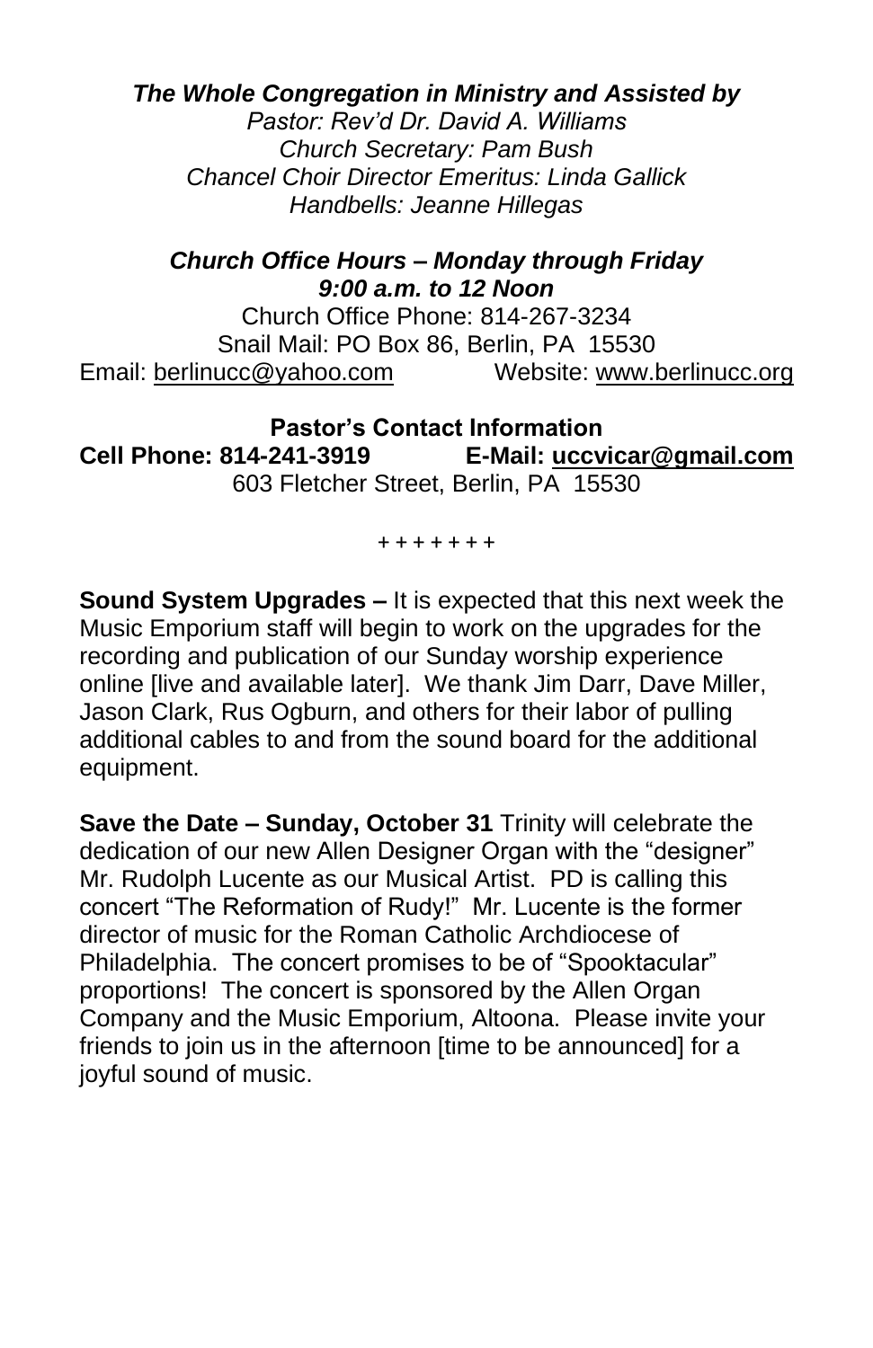***The Whole Congregation in Ministry and Assisted by***

*Pastor: Rev'd Dr. David A. Williams*
*Church Secretary: Pam Bush*
*Chancel Choir Director Emeritus: Linda Gallick*
*Handbells: Jeanne Hillegas*

***Church Office Hours – Monday through Friday***
***9:00 a.m. to 12 Noon***

Church Office Phone: 814-267-3234
Snail Mail: PO Box 86, Berlin, PA 15530
Email: berlinucc@yahoo.com Website: www.berlinucc.org

**Pastor's Contact Information**
**Cell Phone: 814-241-3919 E-Mail: uccvicar@gmail.com**
603 Fletcher Street, Berlin, PA 15530

+ + + + + + +

**Sound System Upgrades –** It is expected that this next week the Music Emporium staff will begin to work on the upgrades for the recording and publication of our Sunday worship experience online [live and available later]. We thank Jim Darr, Dave Miller, Jason Clark, Rus Ogburn, and others for their labor of pulling additional cables to and from the sound board for the additional equipment.

**Save the Date – Sunday, October 31** Trinity will celebrate the dedication of our new Allen Designer Organ with the "designer" Mr. Rudolph Lucente as our Musical Artist. PD is calling this concert "The Reformation of Rudy!" Mr. Lucente is the former director of music for the Roman Catholic Archdiocese of Philadelphia. The concert promises to be of "Spooktacular" proportions! The concert is sponsored by the Allen Organ Company and the Music Emporium, Altoona. Please invite your friends to join us in the afternoon [time to be announced] for a joyful sound of music.